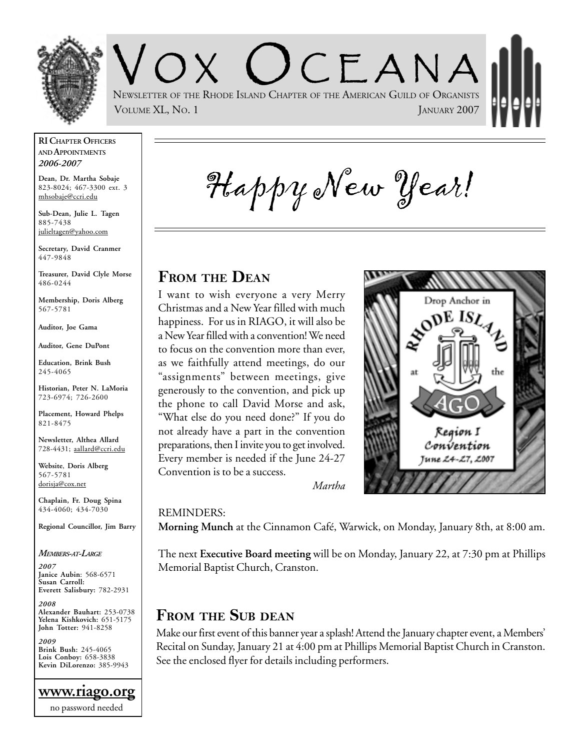# Vox Oceana

Newsletter of the Rhode Island Chapter of the American Guild of Organists

Volume XL, No. 1 — January 2007

**RI Chapter Officers and Appointments**
***2006-2007***

**Dean, Dr. Martha Sobaje**
823-8024; 467-3300 ext. 3
mhsobaje@ccri.edu

**Sub-Dean, Julie L. Tagen**
885-7438
julieltagen@yahoo.com

**Secretary, David Cranmer**
447-9848

**Treasurer, David Clyle Morse**
486-0244

**Membership, Doris Alberg**
567-5781

**Auditor, Joe Gama**

**Auditor, Gene DuPont**

**Education, Brink Bush**
245-4065

**Historian, Peter N. LaMoria**
723-6974; 726-2600

**Placement, Howard Phelps**
821-8475

**Newsletter, Althea Allard**
728-4431; aallard@ccri.edu

**Website, Doris Alberg**
567-5781
dorisja@cox.net

**Chaplain, Fr. Doug Spina**
434-4060; 434-7030

**Regional Councillor, Jim Barry**

***Members-at-Large***

***2007***
**Janice Aubin**: 568-6571
**Susan Carroll**:
**Everett Salisbury:** 782-2931

***2008***
**Alexander Bauhart:** 253-0738
**Yelena Kishkovich:** 651-5175
**John Totter:** 941-8258

***2009***
**Brink Bush:** 245-4065
**Lois Conboy:** 658-3838
**Kevin DiLorenzo:** 385-9943

**www.riago.org**
no password needed

# Happy New Year!

## From the Dean

I want to wish everyone a very Merry Christmas and a New Year filled with much happiness. For us in RIAGO, it will also be a New Year filled with a convention! We need to focus on the convention more than ever, as we faithfully attend meetings, do our "assignments" between meetings, give generously to the convention, and pick up the phone to call David Morse and ask, "What else do you need done?" If you do not already have a part in the convention preparations, then I invite you to get involved. Every member is needed if the June 24-27 Convention is to be a success.

*Martha*

Drop Anchor in Rhode Island at the AGO
Region I Convention
June 24-27, 2007

REMINDERS:

**Morning Munch** at the Cinnamon Café, Warwick, on Monday, January 8th, at 8:00 am.

The next **Executive Board meeting** will be on Monday, January 22, at 7:30 pm at Phillips Memorial Baptist Church, Cranston.

## From the Sub dean

Make our first event of this banner year a splash! Attend the January chapter event, a Members' Recital on Sunday, January 21 at 4:00 pm at Phillips Memorial Baptist Church in Cranston. See the enclosed flyer for details including performers.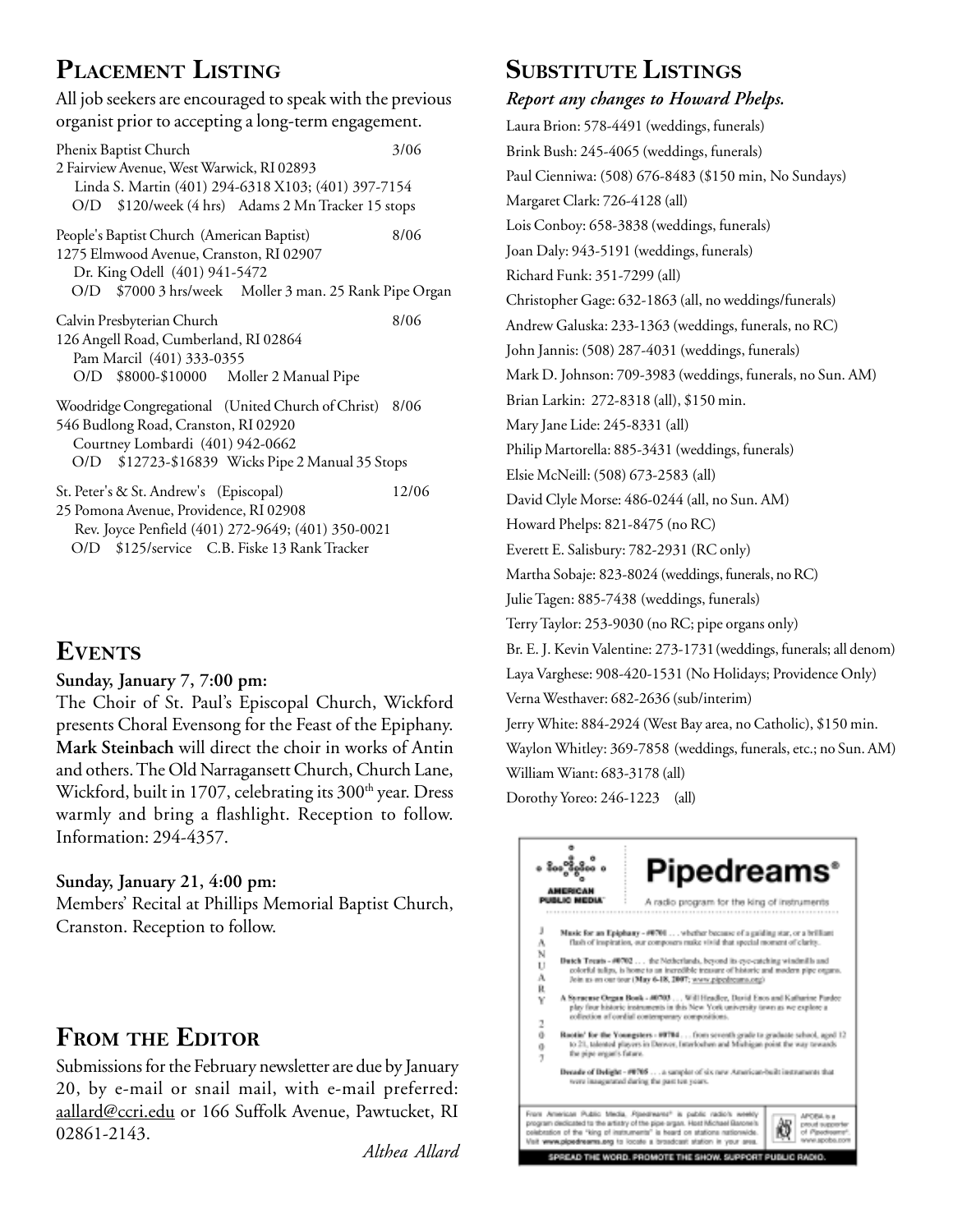## Placement Listing

All job seekers are encouraged to speak with the previous organist prior to accepting a long-term engagement.

Phenix Baptist Church 3/06
2 Fairview Avenue, West Warwick, RI 02893
Linda S. Martin (401) 294-6318 X103; (401) 397-7154
O/D $120/week (4 hrs) Adams 2 Mn Tracker 15 stops

People's Baptist Church (American Baptist) 8/06
1275 Elmwood Avenue, Cranston, RI 02907
Dr. King Odell (401) 941-5472
O/D $7000 3 hrs/week Moller 3 man. 25 Rank Pipe Organ

Calvin Presbyterian Church 8/06
126 Angell Road, Cumberland, RI 02864
Pam Marcil (401) 333-0355
O/D $8000-$10000 Moller 2 Manual Pipe

Woodridge Congregational (United Church of Christ) 8/06
546 Budlong Road, Cranston, RI 02920
Courtney Lombardi (401) 942-0662
O/D $12723-$16839 Wicks Pipe 2 Manual 35 Stops

St. Peter's & St. Andrew's (Episcopal) 12/06
25 Pomona Avenue, Providence, RI 02908
Rev. Joyce Penfield (401) 272-9649; (401) 350-0021
O/D $125/service C.B. Fiske 13 Rank Tracker

## Events

**Sunday, January 7, 7:00 pm:**
The Choir of St. Paul's Episcopal Church, Wickford presents Choral Evensong for the Feast of the Epiphany. **Mark Steinbach** will direct the choir in works of Antin and others. The Old Narragansett Church, Church Lane, Wickford, built in 1707, celebrating its 300th year. Dress warmly and bring a flashlight. Reception to follow. Information: 294-4357.

**Sunday, January 21, 4:00 pm:**
Members' Recital at Phillips Memorial Baptist Church, Cranston. Reception to follow.

## From the Editor

Submissions for the February newsletter are due by January 20, by e-mail or snail mail, with e-mail preferred: aallard@ccri.edu or 166 Suffolk Avenue, Pawtucket, RI 02861-2143.

*Althea Allard*

## Substitute Listings

***Report any changes to Howard Phelps.***

Laura Brion: 578-4491 (weddings, funerals)
Brink Bush: 245-4065 (weddings, funerals)
Paul Cienniwa: (508) 676-8483 ($150 min, No Sundays)
Margaret Clark: 726-4128 (all)
Lois Conboy: 658-3838 (weddings, funerals)
Joan Daly: 943-5191 (weddings, funerals)
Richard Funk: 351-7299 (all)
Christopher Gage: 632-1863 (all, no weddings/funerals)
Andrew Galuska: 233-1363 (weddings, funerals, no RC)
John Jannis: (508) 287-4031 (weddings, funerals)
Mark D. Johnson: 709-3983 (weddings, funerals, no Sun. AM)
Brian Larkin: 272-8318 (all), $150 min.
Mary Jane Lide: 245-8331 (all)
Philip Martorella: 885-3431 (weddings, funerals)
Elsie McNeill: (508) 673-2583 (all)
David Clyle Morse: 486-0244 (all, no Sun. AM)
Howard Phelps: 821-8475 (no RC)
Everett E. Salisbury: 782-2931 (RC only)
Martha Sobaje: 823-8024 (weddings, funerals, no RC)
Julie Tagen: 885-7438 (weddings, funerals)
Terry Taylor: 253-9030 (no RC; pipe organs only)
Br. E. J. Kevin Valentine: 273-1731 (weddings, funerals; all denom)
Laya Varghese: 908-420-1531 (No Holidays; Providence Only)
Verna Westhaver: 682-2636 (sub/interim)
Jerry White: 884-2924 (West Bay area, no Catholic), $150 min.
Waylon Whitley: 369-7858 (weddings, funerals, etc.; no Sun. AM)
William Wiant: 683-3178 (all)
Dorothy Yoreo: 246-1223 (all)

**Pipedreams®**
American Public Media
A radio program for the king of instruments

JANUARY 2007

**Music for an Epiphany - #0701** . . . whether because of a guiding star, or a brilliant flash of inspiration, our composers make vivid that special moment of clarity.

**Dutch Treats - #0702** . . . the Netherlands, beyond its eye-catching windmills and colorful tulips, is home to an incredible treasure of historic and modern pipe organs. Join us on our tour (May 6-18, 2007; www.pipedreams.org)

**A Syracuse Organ Book - #0703** . . . Will Headlee, David Enos and Katharine Pardee play four historic instruments in this New York university town as we explore a collection of cordial contemporary compositions.

**Rootin' for the Youngsters - #0704** . . . from seventh grade to graduate school, aged 12 to 21, talented players in Denver, Interlochen and Michigan point the way towards the pipe organ's future.

**Decade of Delight - #0705** . . . a sampler of six new American-built instruments that were inaugurated during the past ten years.

From American Public Media, Pipedreams® is public radio's weekly program dedicated to the artistry of the pipe organ. Host Michael Barone's celebration of the "king of instruments" is heard on stations nationwide. Visit www.pipedreams.org to locate a broadcast station in your area.

APOBA is a proud supporter of Pipedreams®. www.apoba.com

SPREAD THE WORD. PROMOTE THE SHOW. SUPPORT PUBLIC RADIO.